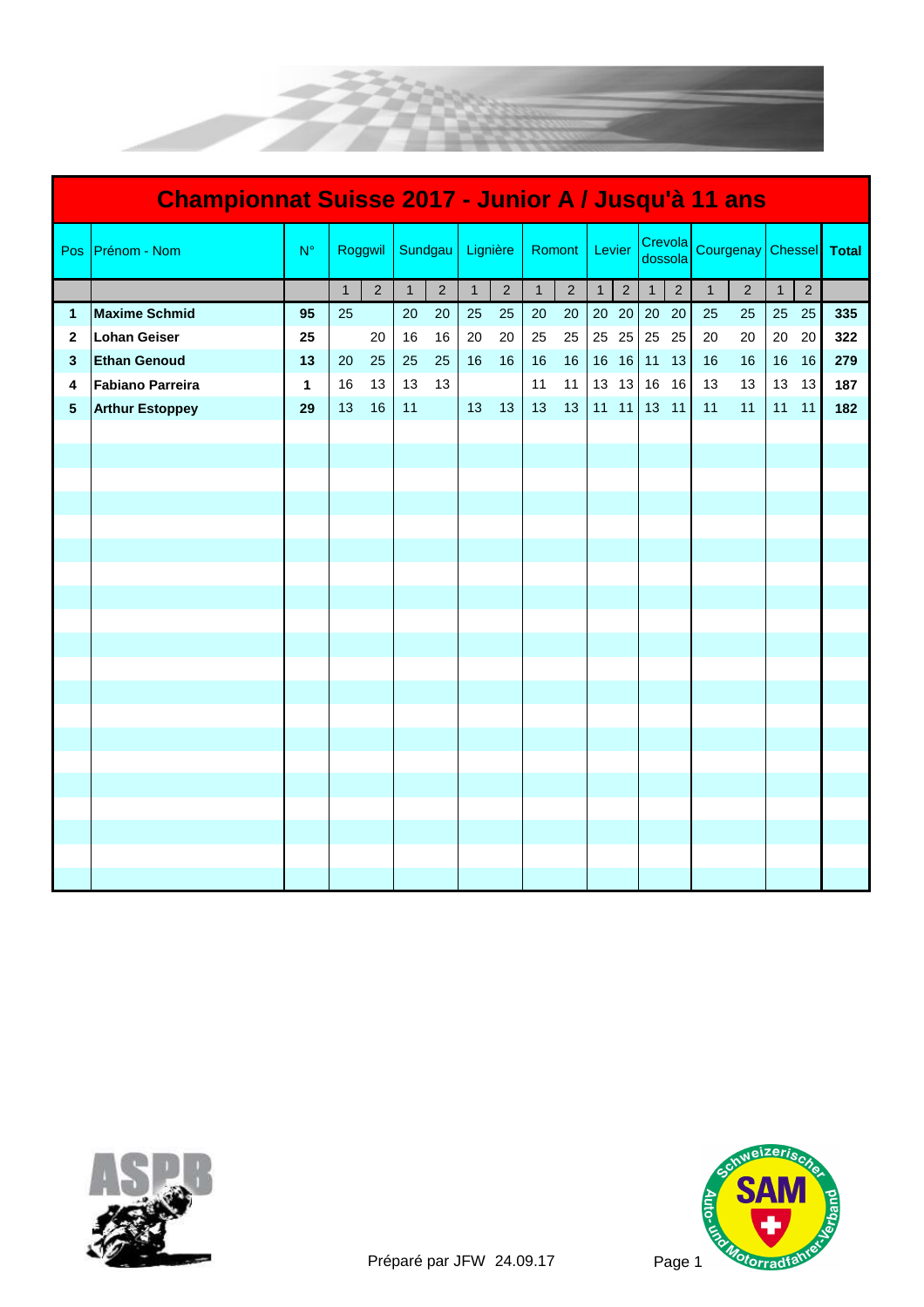# Championnat Suisse 2017 - Junior A / Jusqu'à 11 ans

| Pos | Prénom - Nom | N° | Roggwil | | Sundgau | | Lignière | | Romont | | Levier | | Crevola dossola | | Courgenay | | Chessel | | Total |
|---|---|---|---|---|---|---|---|---|---|---|---|---|---|---|---|---|---|---|---|
| | | | 1 | 2 | 1 | 2 | 1 | 2 | 1 | 2 | 1 | 2 | 1 | 2 | 1 | 2 | 1 | 2 | |
| **1** | **Maxime Schmid** | **95** | 25 | | 20 | 20 | 25 | 25 | 20 | 20 | 20 | 20 | 20 | 20 | 25 | 25 | 25 | 25 | **335** |
| **2** | **Lohan Geiser** | **25** | | 20 | 16 | 16 | 20 | 20 | 25 | 25 | 25 | 25 | 25 | 25 | 20 | 20 | 20 | 20 | **322** |
| **3** | **Ethan Genoud** | **13** | 20 | 25 | 25 | 25 | 16 | 16 | 16 | 16 | 16 | 16 | 11 | 13 | 16 | 16 | 16 | 16 | **279** |
| **4** | **Fabiano Parreira** | **1** | 16 | 13 | 13 | 13 | | | 11 | 11 | 13 | 13 | 16 | 16 | 13 | 13 | 13 | 13 | **187** |
| **5** | **Arthur Estoppey** | **29** | 13 | 16 | 11 | | 13 | 13 | 13 | 13 | 11 | 11 | 13 | 11 | 11 | 11 | 11 | 11 | **182** |

Préparé par JFW 24.09.17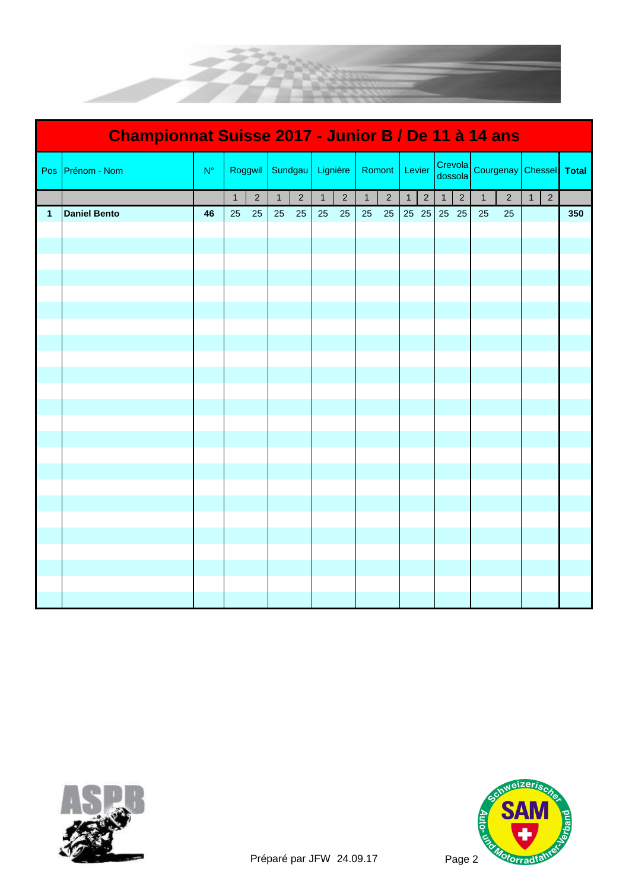## Championnat Suisse 2017 - Junior B / De 11 à 14 ans

| Pos | Prénom - Nom | N° | Roggwil | | Sundgau | | Lignière | | Romont | | Levier | | Crevola dossola | | Courgenay | | Chessel | | Total |
|---|---|---|---|---|---|---|---|---|---|---|---|---|---|---|---|---|---|---|---|
| | | | 1 | 2 | 1 | 2 | 1 | 2 | 1 | 2 | 1 | 2 | 1 | 2 | 1 | 2 | 1 | 2 | |
| **1** | **Daniel Bento** | **46** | 25 | 25 | 25 | 25 | 25 | 25 | 25 | 25 | 25 | 25 | 25 | 25 | 25 | 25 | | | **350** |

Préparé par JFW 24.09.17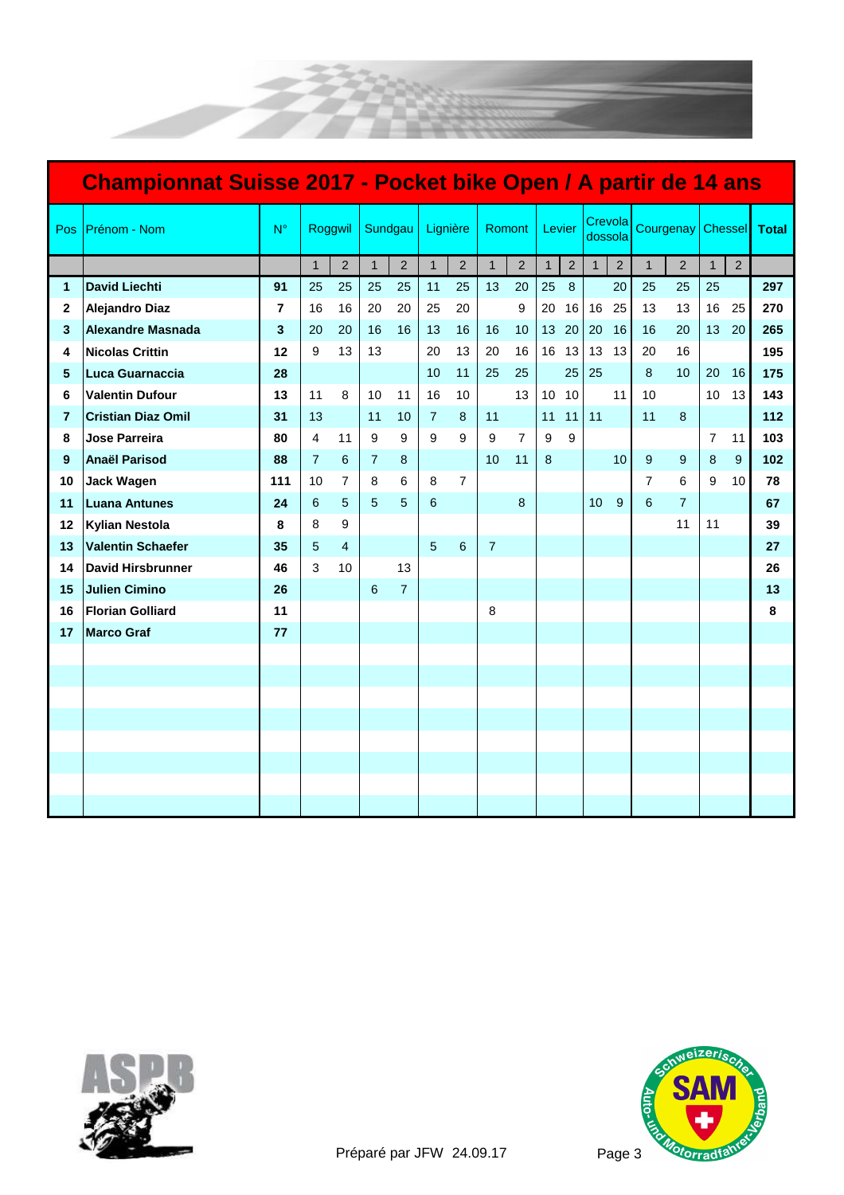# Championnat Suisse 2017 - Pocket bike Open / A partir de 14 ans

| Pos | Prénom - Nom | N° | Roggwil | | Sundgau | | Lignière | | Romont | | Levier | | Crevola dossola | | Courgenay | | Chessel | | Total |
|---|---|---|---|---|---|---|---|---|---|---|---|---|---|---|---|---|---|---|---|
| | | | 1 | 2 | 1 | 2 | 1 | 2 | 1 | 2 | 1 | 2 | 1 | 2 | 1 | 2 | 1 | 2 | |
| **1** | **David Liechti** | **91** | 25 | 25 | 25 | 25 | 11 | 25 | 13 | 20 | 25 | 8 | | 20 | 25 | 25 | 25 | | **297** |
| **2** | **Alejandro Diaz** | **7** | 16 | 16 | 20 | 20 | 25 | 20 | | 9 | 20 | 16 | 16 | 25 | 13 | 13 | 16 | 25 | **270** |
| **3** | **Alexandre Masnada** | **3** | 20 | 20 | 16 | 16 | 13 | 16 | 16 | 10 | 13 | 20 | 20 | 16 | 16 | 20 | 13 | 20 | **265** |
| **4** | **Nicolas Crittin** | **12** | 9 | 13 | 13 | | 20 | 13 | 20 | 16 | 16 | 13 | 13 | 13 | 20 | 16 | | | **195** |
| **5** | **Luca Guarnaccia** | **28** | | | | | 10 | 11 | 25 | 25 | | 25 | 25 | | 8 | 10 | 20 | 16 | **175** |
| **6** | **Valentin Dufour** | **13** | 11 | 8 | 10 | 11 | 16 | 10 | | 13 | 10 | 10 | | 11 | 10 | | 10 | 13 | **143** |
| **7** | **Cristian Diaz Omil** | **31** | 13 | | 11 | 10 | 7 | 8 | 11 | | 11 | 11 | 11 | | 11 | 8 | | | **112** |
| **8** | **Jose Parreira** | **80** | 4 | 11 | 9 | 9 | 9 | 9 | 9 | 7 | 9 | 9 | | | | | 7 | 11 | **103** |
| **9** | **Anaël Parisod** | **88** | 7 | 6 | 7 | 8 | | | 10 | 11 | 8 | | | 10 | 9 | 9 | 8 | 9 | **102** |
| **10** | **Jack Wagen** | **111** | 10 | 7 | 8 | 6 | 8 | 7 | | | | | | | 7 | 6 | 9 | 10 | **78** |
| **11** | **Luana Antunes** | **24** | 6 | 5 | 5 | 5 | 6 | | | 8 | | | 10 | 9 | 6 | 7 | | | **67** |
| **12** | **Kylian Nestola** | **8** | 8 | 9 | | | | | | | | | | | | 11 | 11 | | **39** |
| **13** | **Valentin Schaefer** | **35** | 5 | 4 | | | 5 | 6 | 7 | | | | | | | | | | **27** |
| **14** | **David Hirsbrunner** | **46** | 3 | 10 | | 13 | | | | | | | | | | | | | **26** |
| **15** | **Julien Cimino** | **26** | | | 6 | 7 | | | | | | | | | | | | | **13** |
| **16** | **Florian Golliard** | **11** | | | | | | | 8 | | | | | | | | | | **8** |
| **17** | **Marco Graf** | **77** | | | | | | | | | | | | | | | | | |

Préparé par JFW 24.09.17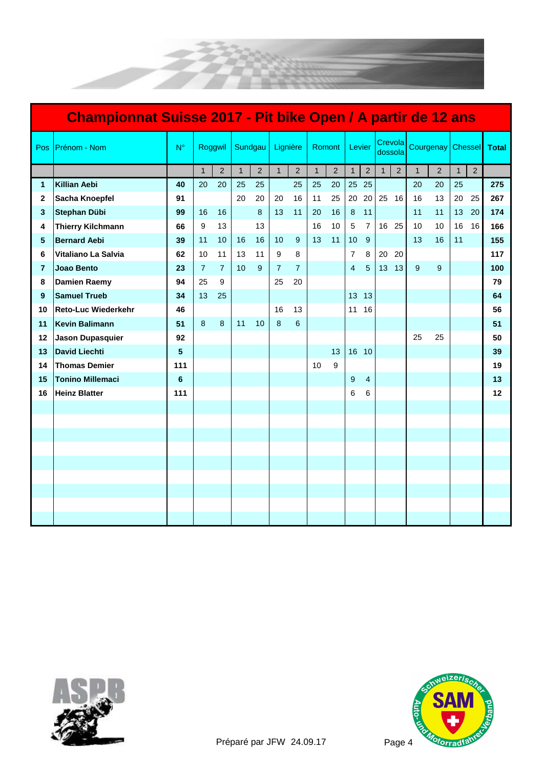# Championnat Suisse 2017 - Pit bike Open / A partir de 12 ans

| Pos | Prénom - Nom | N° | Roggwil | | Sundgau | | Lignière | | Romont | | Levier | | Crevola dossola | | Courgenay | | Chessel | | Total |
|---|---|---|---|---|---|---|---|---|---|---|---|---|---|---|---|---|---|---|---|
| | | | 1 | 2 | 1 | 2 | 1 | 2 | 1 | 2 | 1 | 2 | 1 | 2 | 1 | 2 | 1 | 2 | |
| **1** | **Killian Aebi** | **40** | 20 | 20 | 25 | 25 | | 25 | 25 | 20 | 25 | 25 | | | 20 | 20 | 25 | | **275** |
| **2** | **Sacha Knoepfel** | **91** | | | 20 | 20 | 20 | 16 | 11 | 25 | 20 | 20 | 25 | 16 | 16 | 13 | 20 | 25 | **267** |
| **3** | **Stephan Dübi** | **99** | 16 | 16 | | 8 | 13 | 11 | 20 | 16 | 8 | 11 | | | 11 | 11 | 13 | 20 | **174** |
| **4** | **Thierry Kilchmann** | **66** | 9 | 13 | | 13 | | | 16 | 10 | 5 | 7 | 16 | 25 | 10 | 10 | 16 | 16 | **166** |
| **5** | **Bernard Aebi** | **39** | 11 | 10 | 16 | 16 | 10 | 9 | 13 | 11 | 10 | 9 | | | 13 | 16 | 11 | | **155** |
| **6** | **Vitaliano La Salvia** | **62** | 10 | 11 | 13 | 11 | 9 | 8 | | | 7 | 8 | 20 | 20 | | | | | **117** |
| **7** | **Joao Bento** | **23** | 7 | 7 | 10 | 9 | 7 | 7 | | | 4 | 5 | 13 | 13 | 9 | 9 | | | **100** |
| **8** | **Damien Raemy** | **94** | 25 | 9 | | | 25 | 20 | | | | | | | | | | | **79** |
| **9** | **Samuel Trueb** | **34** | 13 | 25 | | | | | | | 13 | 13 | | | | | | | **64** |
| **10** | **Reto-Luc Wiederkehr** | **46** | | | | | 16 | 13 | | | 11 | 16 | | | | | | | **56** |
| **11** | **Kevin Balimann** | **51** | 8 | 8 | 11 | 10 | 8 | 6 | | | | | | | | | | | **51** |
| **12** | **Jason Dupasquier** | **92** | | | | | | | | | | | | | 25 | 25 | | | **50** |
| **13** | **David Liechti** | **5** | | | | | | | | 13 | 16 | 10 | | | | | | | **39** |
| **14** | **Thomas Demier** | **111** | | | | | | | 10 | 9 | | | | | | | | | **19** |
| **15** | **Tonino Millemaci** | **6** | | | | | | | | | 9 | 4 | | | | | | | **13** |
| **16** | **Heinz Blatter** | **111** | | | | | | | | | 6 | 6 | | | | | | | **12** |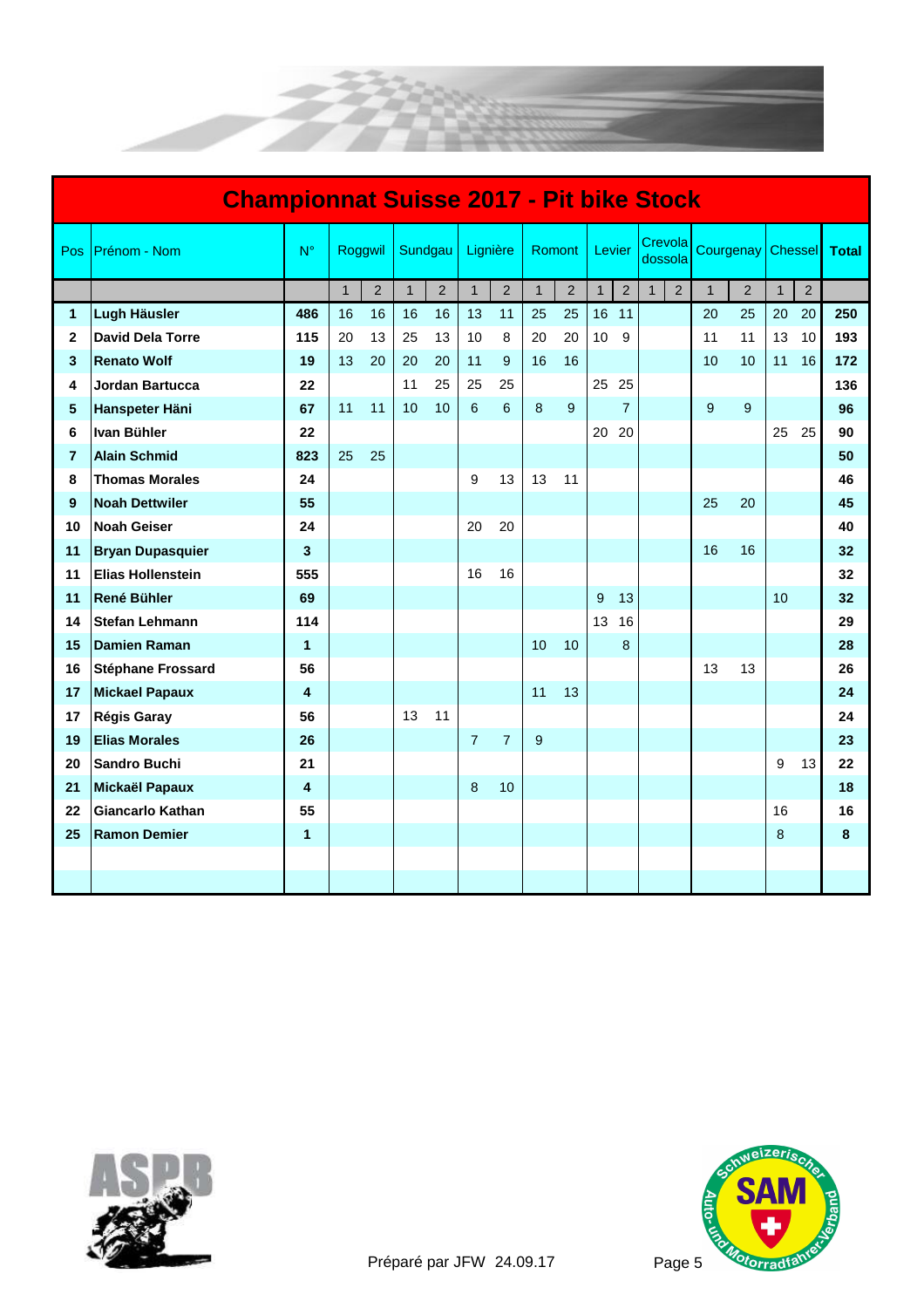# Championnat Suisse 2017 - Pit bike Stock

| Pos | Prénom - Nom | N° | Roggwil | | Sundgau | | Lignière | | Romont | | Levier | | Crevola dossola | | Courgenay | | Chessel | | Total |
|---|---|---|---|---|---|---|---|---|---|---|---|---|---|---|---|---|---|---|---|
| | | | 1 | 2 | 1 | 2 | 1 | 2 | 1 | 2 | 1 | 2 | 1 | 2 | 1 | 2 | 1 | 2 | |
| **1** | **Lugh Häusler** | **486** | 16 | 16 | 16 | 16 | 13 | 11 | 25 | 25 | 16 | 11 | | | 20 | 25 | 20 | 20 | **250** |
| **2** | **David Dela Torre** | **115** | 20 | 13 | 25 | 13 | 10 | 8 | 20 | 20 | 10 | 9 | | | 11 | 11 | 13 | 10 | **193** |
| **3** | **Renato Wolf** | **19** | 13 | 20 | 20 | 20 | 11 | 9 | 16 | 16 | | | | | 10 | 10 | 11 | 16 | **172** |
| **4** | **Jordan Bartucca** | **22** | | | 11 | 25 | 25 | 25 | | | 25 | 25 | | | | | | | **136** |
| **5** | **Hanspeter Häni** | **67** | 11 | 11 | 10 | 10 | 6 | 6 | 8 | 9 | | 7 | | | 9 | 9 | | | **96** |
| **6** | **Ivan Bühler** | **22** | | | | | | | | | 20 | 20 | | | | | 25 | 25 | **90** |
| **7** | **Alain Schmid** | **823** | 25 | 25 | | | | | | | | | | | | | | | **50** |
| **8** | **Thomas Morales** | **24** | | | | | 9 | 13 | 13 | 11 | | | | | | | | | **46** |
| **9** | **Noah Dettwiler** | **55** | | | | | | | | | | | | | 25 | 20 | | | **45** |
| **10** | **Noah Geiser** | **24** | | | | | 20 | 20 | | | | | | | | | | | **40** |
| **11** | **Bryan Dupasquier** | **3** | | | | | | | | | | | | | 16 | 16 | | | **32** |
| **11** | **Elias Hollenstein** | **555** | | | | | 16 | 16 | | | | | | | | | | | **32** |
| **11** | **René Bühler** | **69** | | | | | | | | | 9 | 13 | | | | | 10 | | **32** |
| **14** | **Stefan Lehmann** | **114** | | | | | | | | | 13 | 16 | | | | | | | **29** |
| **15** | **Damien Raman** | **1** | | | | | | | 10 | 10 | | 8 | | | | | | | **28** |
| **16** | **Stéphane Frossard** | **56** | | | | | | | | | | | | | 13 | 13 | | | **26** |
| **17** | **Mickael Papaux** | **4** | | | | | | | 11 | 13 | | | | | | | | | **24** |
| **17** | **Régis Garay** | **56** | | | 13 | 11 | | | | | | | | | | | | | **24** |
| **19** | **Elias Morales** | **26** | | | | | 7 | 7 | 9 | | | | | | | | | | **23** |
| **20** | **Sandro Buchi** | **21** | | | | | | | | | | | | | | | 9 | 13 | **22** |
| **21** | **Mickaël Papaux** | **4** | | | | | 8 | 10 | | | | | | | | | | | **18** |
| **22** | **Giancarlo Kathan** | **55** | | | | | | | | | | | | | | | 16 | | **16** |
| **25** | **Ramon Demier** | **1** | | | | | | | | | | | | | | | 8 | | **8** |

Préparé par JFW 24.09.17